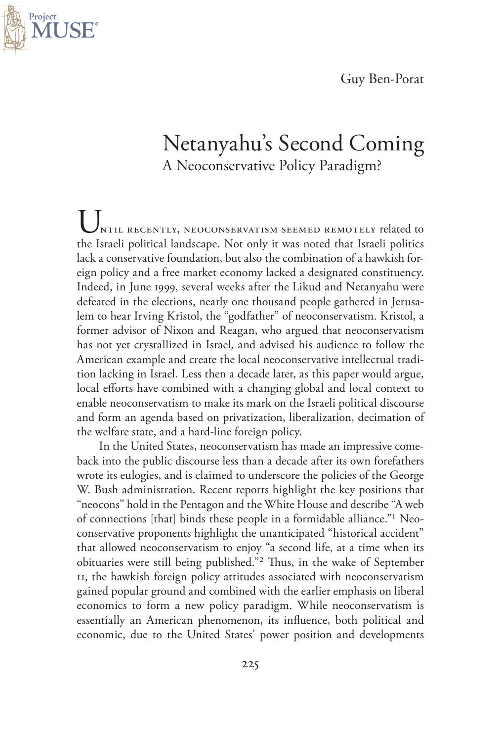Guy Ben-Porat

# Netanyahu's Second Coming

## A Neoconservative Policy Paradigm?

Until recently, neoconservatism seemed remotely related to the Israeli political landscape. Not only it was noted that Israeli politics lack a conservative foundation, but also the combination of a hawkish foreign policy and a free market economy lacked a designated constituency. Indeed, in June 1999, several weeks after the Likud and Netanyahu were defeated in the elections, nearly one thousand people gathered in Jerusalem to hear Irving Kristol, the "godfather" of neoconservatism. Kristol, a former advisor of Nixon and Reagan, who argued that neoconservatism has not yet crystallized in Israel, and advised his audience to follow the American example and create the local neoconservative intellectual tradition lacking in Israel. Less then a decade later, as this paper would argue, local efforts have combined with a changing global and local context to enable neoconservatism to make its mark on the Israeli political discourse and form an agenda based on privatization, liberalization, decimation of the welfare state, and a hard-line foreign policy.

In the United States, neoconservatism has made an impressive comeback into the public discourse less than a decade after its own forefathers wrote its eulogies, and is claimed to underscore the policies of the George W. Bush administration. Recent reports highlight the key positions that "neocons" hold in the Pentagon and the White House and describe "A web of connections [that] binds these people in a formidable alliance."[1] Neoconservative proponents highlight the unanticipated "historical accident" that allowed neoconservatism to enjoy "a second life, at a time when its obituaries were still being published."[2] Thus, in the wake of September 11, the hawkish foreign policy attitudes associated with neoconservatism gained popular ground and combined with the earlier emphasis on liberal economics to form a new policy paradigm. While neoconservatism is essentially an American phenomenon, its influence, both political and economic, due to the United States' power position and developments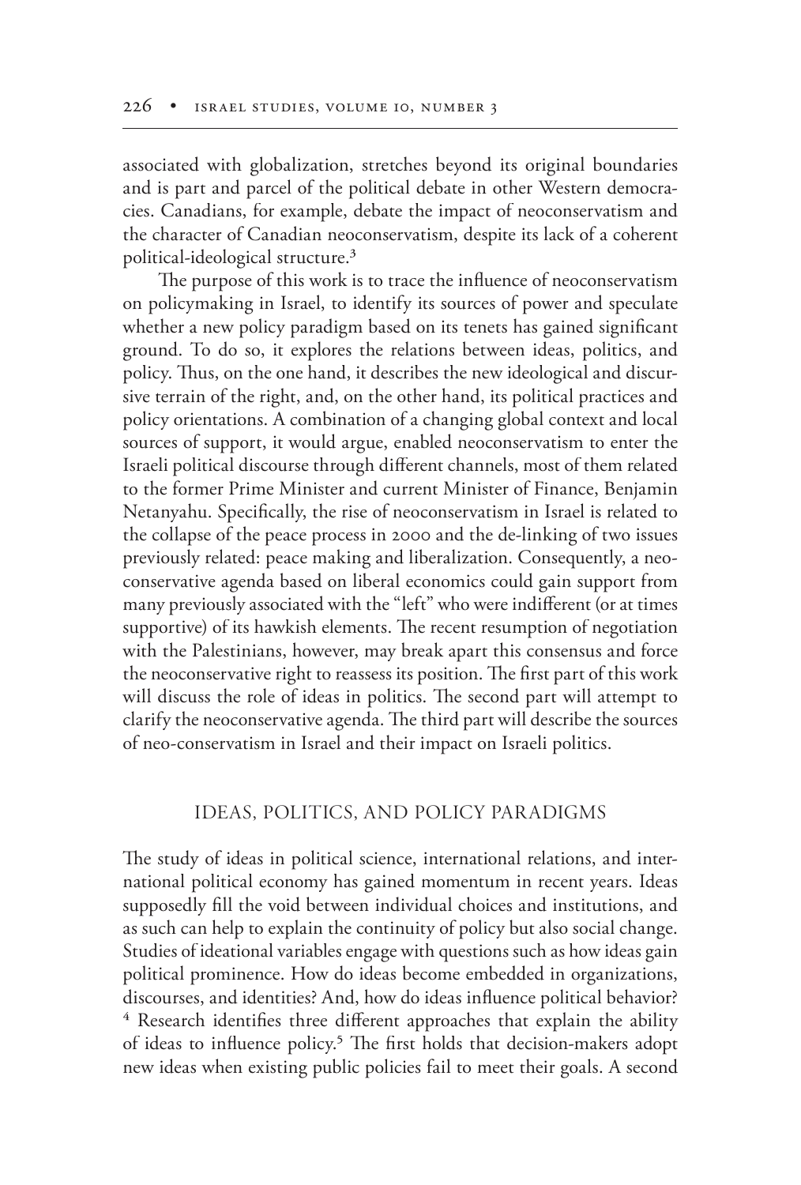associated with globalization, stretches beyond its original boundaries and is part and parcel of the political debate in other Western democracies. Canadians, for example, debate the impact of neoconservatism and the character of Canadian neoconservatism, despite its lack of a coherent political-ideological structure.[3]

The purpose of this work is to trace the influence of neoconservatism on policymaking in Israel, to identify its sources of power and speculate whether a new policy paradigm based on its tenets has gained significant ground. To do so, it explores the relations between ideas, politics, and policy. Thus, on the one hand, it describes the new ideological and discursive terrain of the right, and, on the other hand, its political practices and policy orientations. A combination of a changing global context and local sources of support, it would argue, enabled neoconservatism to enter the Israeli political discourse through different channels, most of them related to the former Prime Minister and current Minister of Finance, Benjamin Netanyahu. Specifically, the rise of neoconservatism in Israel is related to the collapse of the peace process in 2000 and the de-linking of two issues previously related: peace making and liberalization. Consequently, a neoconservative agenda based on liberal economics could gain support from many previously associated with the "left" who were indifferent (or at times supportive) of its hawkish elements. The recent resumption of negotiation with the Palestinians, however, may break apart this consensus and force the neoconservative right to reassess its position. The first part of this work will discuss the role of ideas in politics. The second part will attempt to clarify the neoconservative agenda. The third part will describe the sources of neo-conservatism in Israel and their impact on Israeli politics.

## IDEAS, POLITICS, AND POLICY PARADIGMS

The study of ideas in political science, international relations, and international political economy has gained momentum in recent years. Ideas supposedly fill the void between individual choices and institutions, and as such can help to explain the continuity of policy but also social change. Studies of ideational variables engage with questions such as how ideas gain political prominence. How do ideas become embedded in organizations, discourses, and identities? And, how do ideas influence political behavior?[4] Research identifies three different approaches that explain the ability of ideas to influence policy.[5] The first holds that decision-makers adopt new ideas when existing public policies fail to meet their goals. A second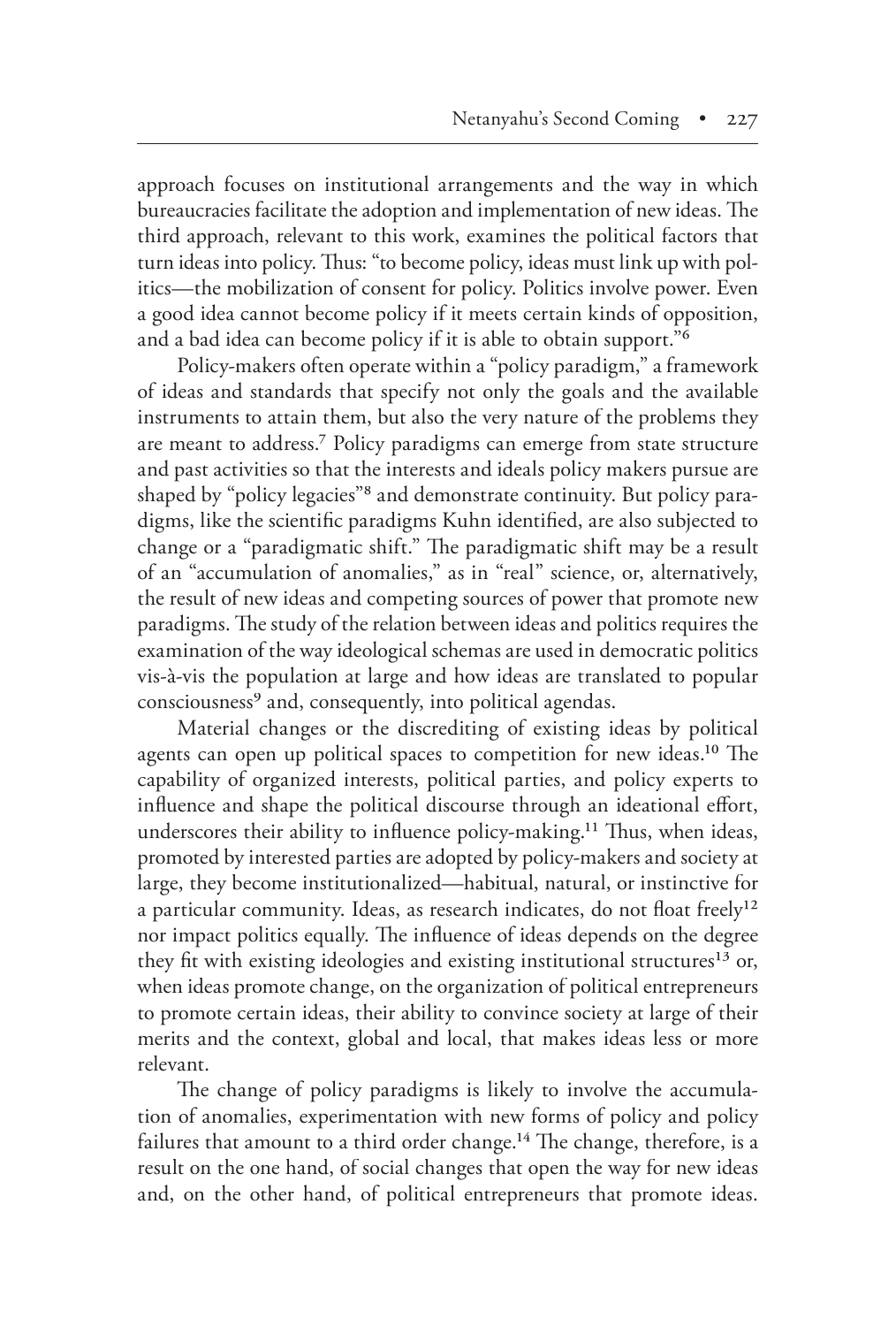approach focuses on institutional arrangements and the way in which bureaucracies facilitate the adoption and implementation of new ideas. The third approach, relevant to this work, examines the political factors that turn ideas into policy. Thus: "to become policy, ideas must link up with politics—the mobilization of consent for policy. Politics involve power. Even a good idea cannot become policy if it meets certain kinds of opposition, and a bad idea can become policy if it is able to obtain support."[6]

Policy-makers often operate within a "policy paradigm," a framework of ideas and standards that specify not only the goals and the available instruments to attain them, but also the very nature of the problems they are meant to address.[7] Policy paradigms can emerge from state structure and past activities so that the interests and ideals policy makers pursue are shaped by "policy legacies"[8] and demonstrate continuity. But policy paradigms, like the scientific paradigms Kuhn identified, are also subjected to change or a "paradigmatic shift." The paradigmatic shift may be a result of an "accumulation of anomalies," as in "real" science, or, alternatively, the result of new ideas and competing sources of power that promote new paradigms. The study of the relation between ideas and politics requires the examination of the way ideological schemas are used in democratic politics vis-à-vis the population at large and how ideas are translated to popular consciousness[9] and, consequently, into political agendas.

Material changes or the discrediting of existing ideas by political agents can open up political spaces to competition for new ideas.[10] The capability of organized interests, political parties, and policy experts to influence and shape the political discourse through an ideational effort, underscores their ability to influence policy-making.[11] Thus, when ideas, promoted by interested parties are adopted by policy-makers and society at large, they become institutionalized—habitual, natural, or instinctive for a particular community. Ideas, as research indicates, do not float freely[12] nor impact politics equally. The influence of ideas depends on the degree they fit with existing ideologies and existing institutional structures[13] or, when ideas promote change, on the organization of political entrepreneurs to promote certain ideas, their ability to convince society at large of their merits and the context, global and local, that makes ideas less or more relevant.

The change of policy paradigms is likely to involve the accumulation of anomalies, experimentation with new forms of policy and policy failures that amount to a third order change.[14] The change, therefore, is a result on the one hand, of social changes that open the way for new ideas and, on the other hand, of political entrepreneurs that promote ideas.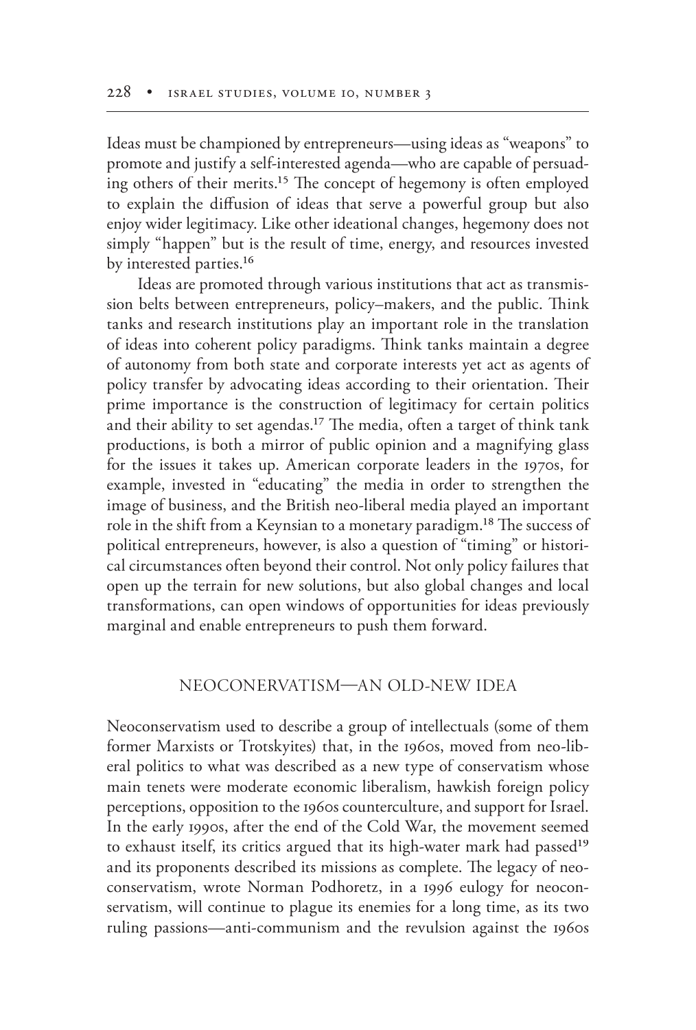Ideas must be championed by entrepreneurs—using ideas as "weapons" to promote and justify a self-interested agenda—who are capable of persuading others of their merits.[15] The concept of hegemony is often employed to explain the diffusion of ideas that serve a powerful group but also enjoy wider legitimacy. Like other ideational changes, hegemony does not simply "happen" but is the result of time, energy, and resources invested by interested parties.[16]

Ideas are promoted through various institutions that act as transmission belts between entrepreneurs, policy–makers, and the public. Think tanks and research institutions play an important role in the translation of ideas into coherent policy paradigms. Think tanks maintain a degree of autonomy from both state and corporate interests yet act as agents of policy transfer by advocating ideas according to their orientation. Their prime importance is the construction of legitimacy for certain politics and their ability to set agendas.[17] The media, often a target of think tank productions, is both a mirror of public opinion and a magnifying glass for the issues it takes up. American corporate leaders in the 1970s, for example, invested in "educating" the media in order to strengthen the image of business, and the British neo-liberal media played an important role in the shift from a Keynsian to a monetary paradigm.[18] The success of political entrepreneurs, however, is also a question of "timing" or historical circumstances often beyond their control. Not only policy failures that open up the terrain for new solutions, but also global changes and local transformations, can open windows of opportunities for ideas previously marginal and enable entrepreneurs to push them forward.

## NEOCONERVATISM—AN OLD-NEW IDEA

Neoconservatism used to describe a group of intellectuals (some of them former Marxists or Trotskyites) that, in the 1960s, moved from neo-liberal politics to what was described as a new type of conservatism whose main tenets were moderate economic liberalism, hawkish foreign policy perceptions, opposition to the 1960s counterculture, and support for Israel. In the early 1990s, after the end of the Cold War, the movement seemed to exhaust itself, its critics argued that its high-water mark had passed[19] and its proponents described its missions as complete. The legacy of neoconservatism, wrote Norman Podhoretz, in a 1996 eulogy for neoconservatism, will continue to plague its enemies for a long time, as its two ruling passions—anti-communism and the revulsion against the 1960s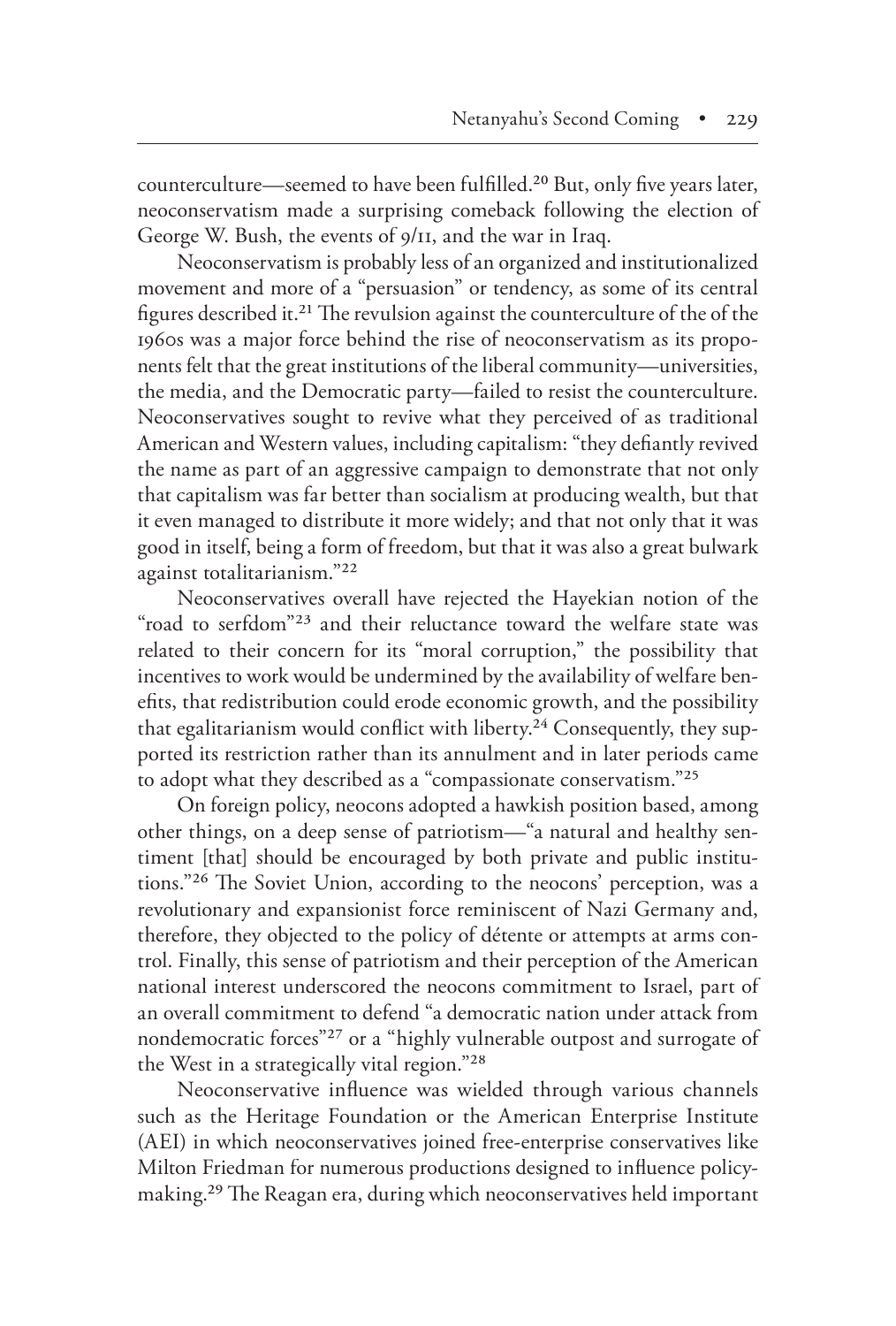counterculture—seemed to have been fulfilled.[20] But, only five years later, neoconservatism made a surprising comeback following the election of George W. Bush, the events of 9/11, and the war in Iraq.

Neoconservatism is probably less of an organized and institutionalized movement and more of a "persuasion" or tendency, as some of its central figures described it.[21] The revulsion against the counterculture of the of the 1960s was a major force behind the rise of neoconservatism as its proponents felt that the great institutions of the liberal community—universities, the media, and the Democratic party—failed to resist the counterculture. Neoconservatives sought to revive what they perceived of as traditional American and Western values, including capitalism: "they defiantly revived the name as part of an aggressive campaign to demonstrate that not only that capitalism was far better than socialism at producing wealth, but that it even managed to distribute it more widely; and that not only that it was good in itself, being a form of freedom, but that it was also a great bulwark against totalitarianism."[22]

Neoconservatives overall have rejected the Hayekian notion of the "road to serfdom"[23] and their reluctance toward the welfare state was related to their concern for its "moral corruption," the possibility that incentives to work would be undermined by the availability of welfare benefits, that redistribution could erode economic growth, and the possibility that egalitarianism would conflict with liberty.[24] Consequently, they supported its restriction rather than its annulment and in later periods came to adopt what they described as a "compassionate conservatism."[25]

On foreign policy, neocons adopted a hawkish position based, among other things, on a deep sense of patriotism—"a natural and healthy sentiment [that] should be encouraged by both private and public institutions."[26] The Soviet Union, according to the neocons' perception, was a revolutionary and expansionist force reminiscent of Nazi Germany and, therefore, they objected to the policy of détente or attempts at arms control. Finally, this sense of patriotism and their perception of the American national interest underscored the neocons commitment to Israel, part of an overall commitment to defend "a democratic nation under attack from nondemocratic forces"[27] or a "highly vulnerable outpost and surrogate of the West in a strategically vital region."[28]

Neoconservative influence was wielded through various channels such as the Heritage Foundation or the American Enterprise Institute (AEI) in which neoconservatives joined free-enterprise conservatives like Milton Friedman for numerous productions designed to influence policymaking.[29] The Reagan era, during which neoconservatives held important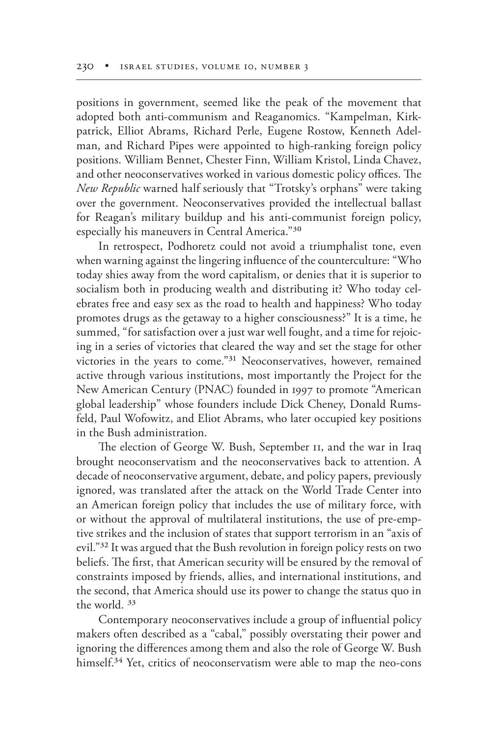positions in government, seemed like the peak of the movement that adopted both anti-communism and Reaganomics. "Kampelman, Kirkpatrick, Elliot Abrams, Richard Perle, Eugene Rostow, Kenneth Adelman, and Richard Pipes were appointed to high-ranking foreign policy positions. William Bennet, Chester Finn, William Kristol, Linda Chavez, and other neoconservatives worked in various domestic policy offices. The *New Republic* warned half seriously that "Trotsky's orphans" were taking over the government. Neoconservatives provided the intellectual ballast for Reagan's military buildup and his anti-communist foreign policy, especially his maneuvers in Central America."[30]

In retrospect, Podhoretz could not avoid a triumphalist tone, even when warning against the lingering influence of the counterculture: "Who today shies away from the word capitalism, or denies that it is superior to socialism both in producing wealth and distributing it? Who today celebrates free and easy sex as the road to health and happiness? Who today promotes drugs as the getaway to a higher consciousness?" It is a time, he summed, "for satisfaction over a just war well fought, and a time for rejoicing in a series of victories that cleared the way and set the stage for other victories in the years to come."[31] Neoconservatives, however, remained active through various institutions, most importantly the Project for the New American Century (PNAC) founded in 1997 to promote "American global leadership" whose founders include Dick Cheney, Donald Rumsfeld, Paul Wofowitz, and Eliot Abrams, who later occupied key positions in the Bush administration.

The election of George W. Bush, September 11, and the war in Iraq brought neoconservatism and the neoconservatives back to attention. A decade of neoconservative argument, debate, and policy papers, previously ignored, was translated after the attack on the World Trade Center into an American foreign policy that includes the use of military force, with or without the approval of multilateral institutions, the use of pre-emptive strikes and the inclusion of states that support terrorism in an "axis of evil."[32] It was argued that the Bush revolution in foreign policy rests on two beliefs. The first, that American security will be ensured by the removal of constraints imposed by friends, allies, and international institutions, and the second, that America should use its power to change the status quo in the world. [33]

Contemporary neoconservatives include a group of influential policy makers often described as a "cabal," possibly overstating their power and ignoring the differences among them and also the role of George W. Bush himself.[34] Yet, critics of neoconservatism were able to map the neo-cons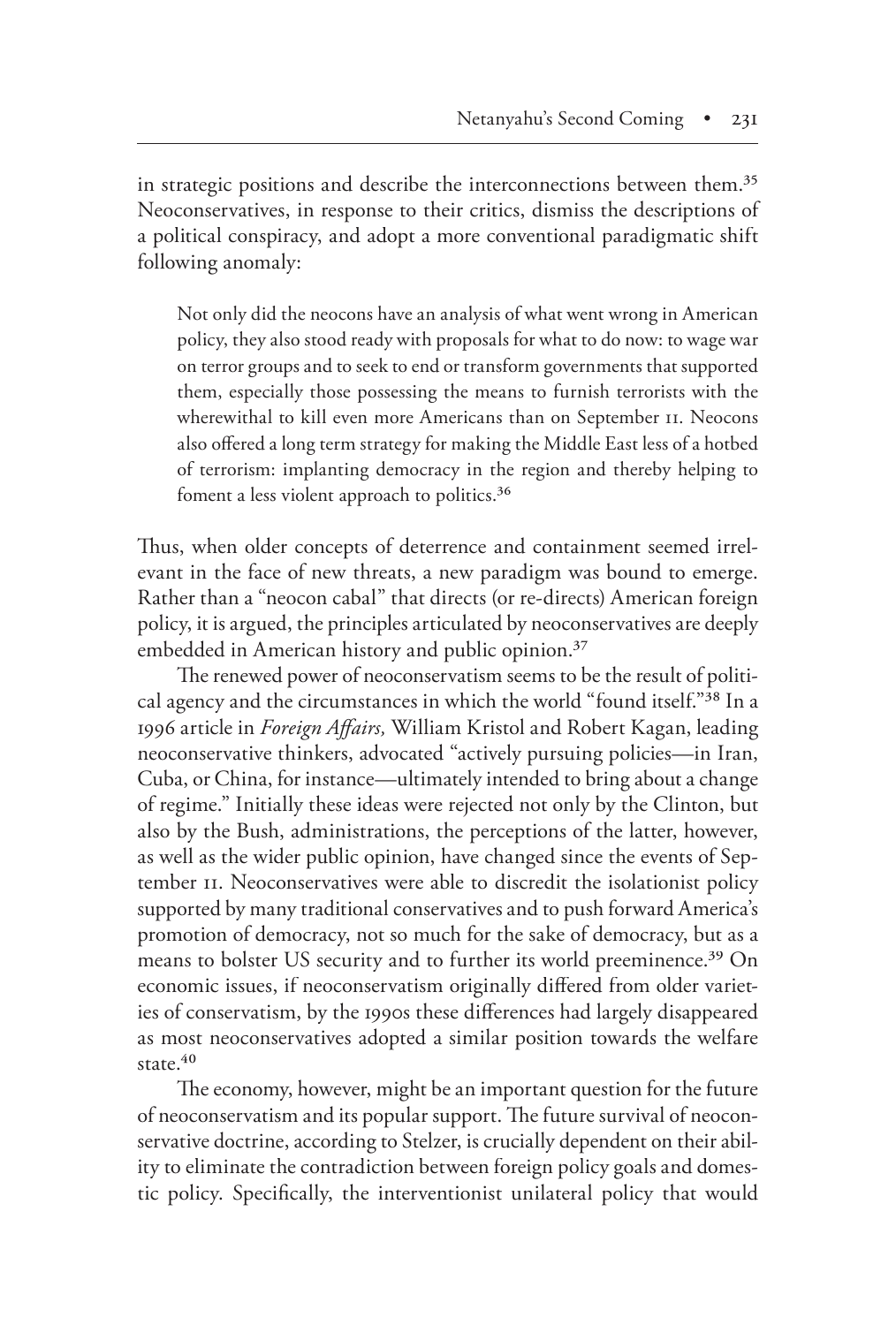in strategic positions and describe the interconnections between them.[35] Neoconservatives, in response to their critics, dismiss the descriptions of a political conspiracy, and adopt a more conventional paradigmatic shift following anomaly:

> Not only did the neocons have an analysis of what went wrong in American policy, they also stood ready with proposals for what to do now: to wage war on terror groups and to seek to end or transform governments that supported them, especially those possessing the means to furnish terrorists with the wherewithal to kill even more Americans than on September 11. Neocons also offered a long term strategy for making the Middle East less of a hotbed of terrorism: implanting democracy in the region and thereby helping to foment a less violent approach to politics.[36]

Thus, when older concepts of deterrence and containment seemed irrelevant in the face of new threats, a new paradigm was bound to emerge. Rather than a "neocon cabal" that directs (or re-directs) American foreign policy, it is argued, the principles articulated by neoconservatives are deeply embedded in American history and public opinion.[37]

The renewed power of neoconservatism seems to be the result of political agency and the circumstances in which the world "found itself."[38] In a 1996 article in *Foreign Affairs,* William Kristol and Robert Kagan, leading neoconservative thinkers, advocated "actively pursuing policies—in Iran, Cuba, or China, for instance—ultimately intended to bring about a change of regime." Initially these ideas were rejected not only by the Clinton, but also by the Bush, administrations, the perceptions of the latter, however, as well as the wider public opinion, have changed since the events of September 11. Neoconservatives were able to discredit the isolationist policy supported by many traditional conservatives and to push forward America's promotion of democracy, not so much for the sake of democracy, but as a means to bolster US security and to further its world preeminence.[39] On economic issues, if neoconservatism originally differed from older varieties of conservatism, by the 1990s these differences had largely disappeared as most neoconservatives adopted a similar position towards the welfare state.[40]

The economy, however, might be an important question for the future of neoconservatism and its popular support. The future survival of neoconservative doctrine, according to Stelzer, is crucially dependent on their ability to eliminate the contradiction between foreign policy goals and domestic policy. Specifically, the interventionist unilateral policy that would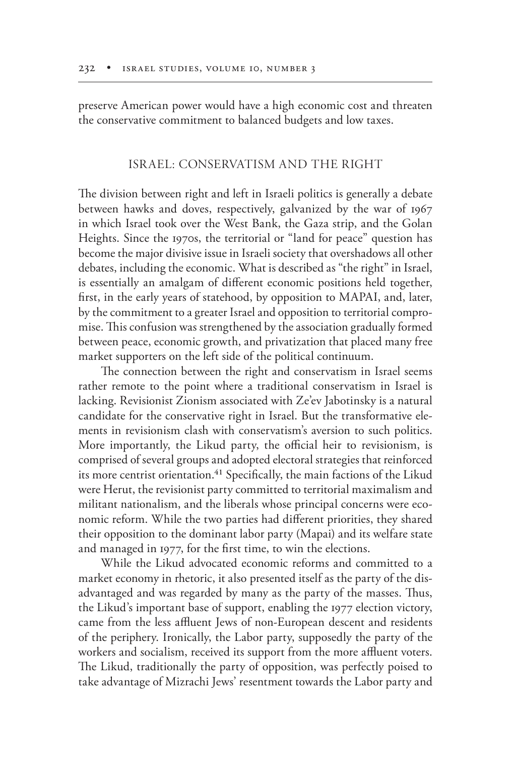preserve American power would have a high economic cost and threaten the conservative commitment to balanced budgets and low taxes.

## ISRAEL: CONSERVATISM AND THE RIGHT

The division between right and left in Israeli politics is generally a debate between hawks and doves, respectively, galvanized by the war of 1967 in which Israel took over the West Bank, the Gaza strip, and the Golan Heights. Since the 1970s, the territorial or "land for peace" question has become the major divisive issue in Israeli society that overshadows all other debates, including the economic. What is described as "the right" in Israel, is essentially an amalgam of different economic positions held together, first, in the early years of statehood, by opposition to MAPAI, and, later, by the commitment to a greater Israel and opposition to territorial compromise. This confusion was strengthened by the association gradually formed between peace, economic growth, and privatization that placed many free market supporters on the left side of the political continuum.

The connection between the right and conservatism in Israel seems rather remote to the point where a traditional conservatism in Israel is lacking. Revisionist Zionism associated with Ze'ev Jabotinsky is a natural candidate for the conservative right in Israel. But the transformative elements in revisionism clash with conservatism's aversion to such politics. More importantly, the Likud party, the official heir to revisionism, is comprised of several groups and adopted electoral strategies that reinforced its more centrist orientation.[41] Specifically, the main factions of the Likud were Herut, the revisionist party committed to territorial maximalism and militant nationalism, and the liberals whose principal concerns were economic reform. While the two parties had different priorities, they shared their opposition to the dominant labor party (Mapai) and its welfare state and managed in 1977, for the first time, to win the elections.

While the Likud advocated economic reforms and committed to a market economy in rhetoric, it also presented itself as the party of the disadvantaged and was regarded by many as the party of the masses. Thus, the Likud's important base of support, enabling the 1977 election victory, came from the less affluent Jews of non-European descent and residents of the periphery. Ironically, the Labor party, supposedly the party of the workers and socialism, received its support from the more affluent voters. The Likud, traditionally the party of opposition, was perfectly poised to take advantage of Mizrachi Jews' resentment towards the Labor party and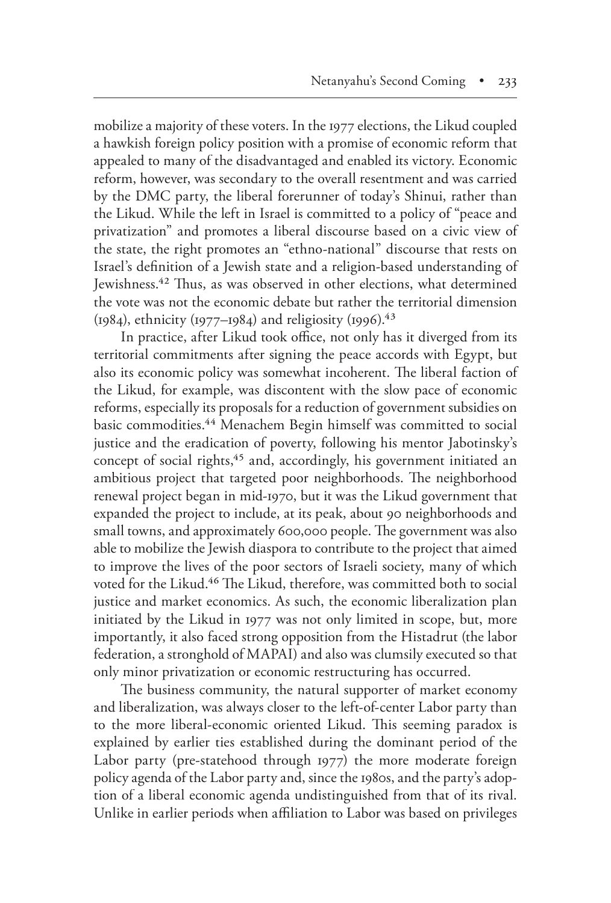mobilize a majority of these voters. In the 1977 elections, the Likud coupled a hawkish foreign policy position with a promise of economic reform that appealed to many of the disadvantaged and enabled its victory. Economic reform, however, was secondary to the overall resentment and was carried by the DMC party, the liberal forerunner of today's Shinui, rather than the Likud. While the left in Israel is committed to a policy of "peace and privatization" and promotes a liberal discourse based on a civic view of the state, the right promotes an "ethno-national" discourse that rests on Israel's definition of a Jewish state and a religion-based understanding of Jewishness.[42] Thus, as was observed in other elections, what determined the vote was not the economic debate but rather the territorial dimension (1984), ethnicity (1977–1984) and religiosity (1996).[43]

In practice, after Likud took office, not only has it diverged from its territorial commitments after signing the peace accords with Egypt, but also its economic policy was somewhat incoherent. The liberal faction of the Likud, for example, was discontent with the slow pace of economic reforms, especially its proposals for a reduction of government subsidies on basic commodities.[44] Menachem Begin himself was committed to social justice and the eradication of poverty, following his mentor Jabotinsky's concept of social rights,[45] and, accordingly, his government initiated an ambitious project that targeted poor neighborhoods. The neighborhood renewal project began in mid-1970, but it was the Likud government that expanded the project to include, at its peak, about 90 neighborhoods and small towns, and approximately 600,000 people. The government was also able to mobilize the Jewish diaspora to contribute to the project that aimed to improve the lives of the poor sectors of Israeli society, many of which voted for the Likud.[46] The Likud, therefore, was committed both to social justice and market economics. As such, the economic liberalization plan initiated by the Likud in 1977 was not only limited in scope, but, more importantly, it also faced strong opposition from the Histadrut (the labor federation, a stronghold of MAPAI) and also was clumsily executed so that only minor privatization or economic restructuring has occurred.

The business community, the natural supporter of market economy and liberalization, was always closer to the left-of-center Labor party than to the more liberal-economic oriented Likud. This seeming paradox is explained by earlier ties established during the dominant period of the Labor party (pre-statehood through 1977) the more moderate foreign policy agenda of the Labor party and, since the 1980s, and the party's adoption of a liberal economic agenda undistinguished from that of its rival. Unlike in earlier periods when affiliation to Labor was based on privileges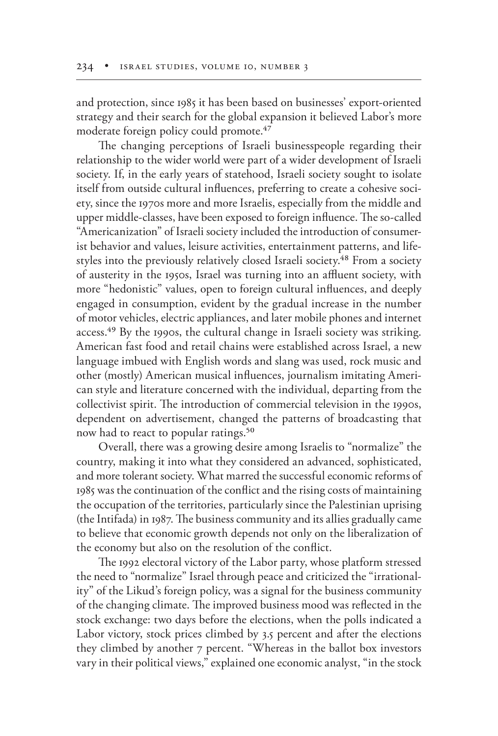and protection, since 1985 it has been based on businesses' export-oriented strategy and their search for the global expansion it believed Labor's more moderate foreign policy could promote.[47]

The changing perceptions of Israeli businesspeople regarding their relationship to the wider world were part of a wider development of Israeli society. If, in the early years of statehood, Israeli society sought to isolate itself from outside cultural influences, preferring to create a cohesive society, since the 1970s more and more Israelis, especially from the middle and upper middle-classes, have been exposed to foreign influence. The so-called "Americanization" of Israeli society included the introduction of consumerist behavior and values, leisure activities, entertainment patterns, and lifestyles into the previously relatively closed Israeli society.[48] From a society of austerity in the 1950s, Israel was turning into an affluent society, with more "hedonistic" values, open to foreign cultural influences, and deeply engaged in consumption, evident by the gradual increase in the number of motor vehicles, electric appliances, and later mobile phones and internet access.[49] By the 1990s, the cultural change in Israeli society was striking. American fast food and retail chains were established across Israel, a new language imbued with English words and slang was used, rock music and other (mostly) American musical influences, journalism imitating American style and literature concerned with the individual, departing from the collectivist spirit. The introduction of commercial television in the 1990s, dependent on advertisement, changed the patterns of broadcasting that now had to react to popular ratings.[50]

Overall, there was a growing desire among Israelis to "normalize" the country, making it into what they considered an advanced, sophisticated, and more tolerant society. What marred the successful economic reforms of 1985 was the continuation of the conflict and the rising costs of maintaining the occupation of the territories, particularly since the Palestinian uprising (the Intifada) in 1987. The business community and its allies gradually came to believe that economic growth depends not only on the liberalization of the economy but also on the resolution of the conflict.

The 1992 electoral victory of the Labor party, whose platform stressed the need to "normalize" Israel through peace and criticized the "irrationality" of the Likud's foreign policy, was a signal for the business community of the changing climate. The improved business mood was reflected in the stock exchange: two days before the elections, when the polls indicated a Labor victory, stock prices climbed by 3.5 percent and after the elections they climbed by another 7 percent. "Whereas in the ballot box investors vary in their political views," explained one economic analyst, "in the stock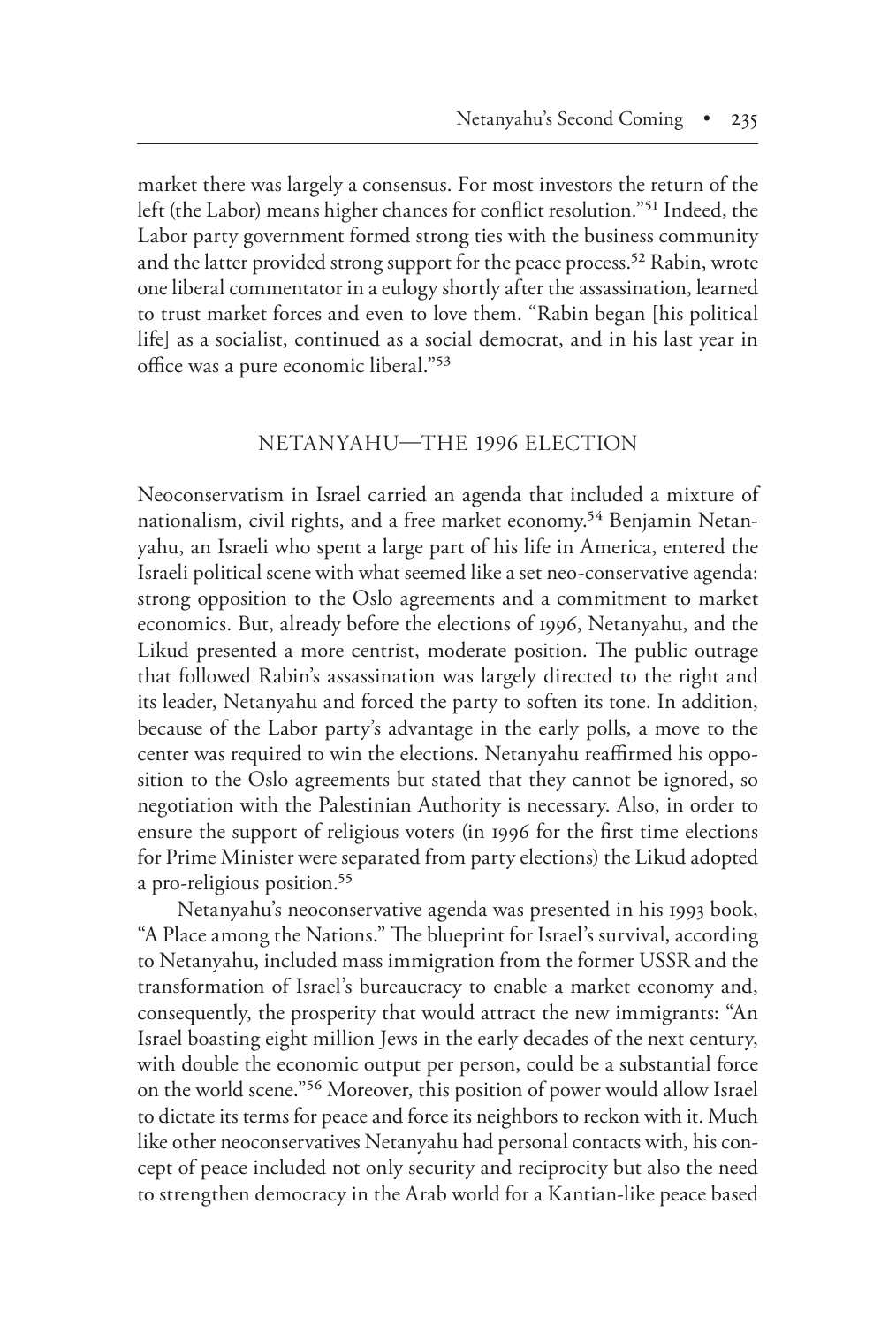market there was largely a consensus. For most investors the return of the left (the Labor) means higher chances for conflict resolution."[51] Indeed, the Labor party government formed strong ties with the business community and the latter provided strong support for the peace process.[52] Rabin, wrote one liberal commentator in a eulogy shortly after the assassination, learned to trust market forces and even to love them. "Rabin began [his political life] as a socialist, continued as a social democrat, and in his last year in office was a pure economic liberal."[53]

## NETANYAHU—THE 1996 ELECTION

Neoconservatism in Israel carried an agenda that included a mixture of nationalism, civil rights, and a free market economy.[54] Benjamin Netanyahu, an Israeli who spent a large part of his life in America, entered the Israeli political scene with what seemed like a set neo-conservative agenda: strong opposition to the Oslo agreements and a commitment to market economics. But, already before the elections of 1996, Netanyahu, and the Likud presented a more centrist, moderate position. The public outrage that followed Rabin's assassination was largely directed to the right and its leader, Netanyahu and forced the party to soften its tone. In addition, because of the Labor party's advantage in the early polls, a move to the center was required to win the elections. Netanyahu reaffirmed his opposition to the Oslo agreements but stated that they cannot be ignored, so negotiation with the Palestinian Authority is necessary. Also, in order to ensure the support of religious voters (in 1996 for the first time elections for Prime Minister were separated from party elections) the Likud adopted a pro-religious position.[55]

Netanyahu's neoconservative agenda was presented in his 1993 book, "A Place among the Nations." The blueprint for Israel's survival, according to Netanyahu, included mass immigration from the former USSR and the transformation of Israel's bureaucracy to enable a market economy and, consequently, the prosperity that would attract the new immigrants: "An Israel boasting eight million Jews in the early decades of the next century, with double the economic output per person, could be a substantial force on the world scene."[56] Moreover, this position of power would allow Israel to dictate its terms for peace and force its neighbors to reckon with it. Much like other neoconservatives Netanyahu had personal contacts with, his concept of peace included not only security and reciprocity but also the need to strengthen democracy in the Arab world for a Kantian-like peace based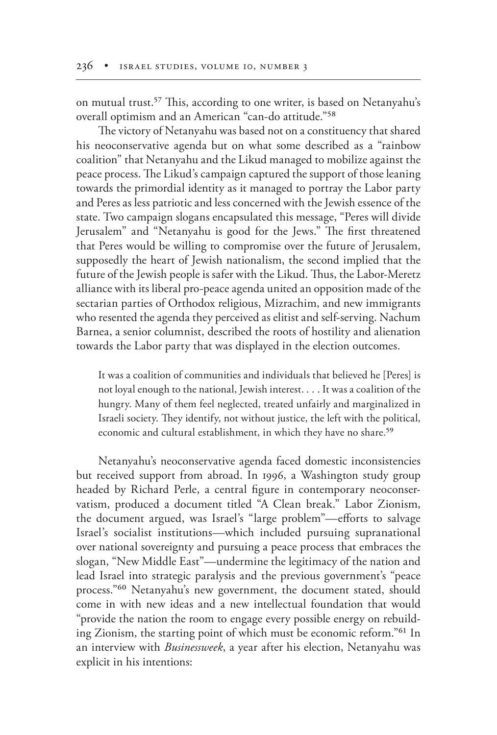on mutual trust.[57] This, according to one writer, is based on Netanyahu's overall optimism and an American "can-do attitude."[58]

The victory of Netanyahu was based not on a constituency that shared his neoconservative agenda but on what some described as a "rainbow coalition" that Netanyahu and the Likud managed to mobilize against the peace process. The Likud's campaign captured the support of those leaning towards the primordial identity as it managed to portray the Labor party and Peres as less patriotic and less concerned with the Jewish essence of the state. Two campaign slogans encapsulated this message, "Peres will divide Jerusalem" and "Netanyahu is good for the Jews." The first threatened that Peres would be willing to compromise over the future of Jerusalem, supposedly the heart of Jewish nationalism, the second implied that the future of the Jewish people is safer with the Likud. Thus, the Labor-Meretz alliance with its liberal pro-peace agenda united an opposition made of the sectarian parties of Orthodox religious, Mizrachim, and new immigrants who resented the agenda they perceived as elitist and self-serving. Nachum Barnea, a senior columnist, described the roots of hostility and alienation towards the Labor party that was displayed in the election outcomes.

> It was a coalition of communities and individuals that believed he [Peres] is not loyal enough to the national, Jewish interest. . . . It was a coalition of the hungry. Many of them feel neglected, treated unfairly and marginalized in Israeli society. They identify, not without justice, the left with the political, economic and cultural establishment, in which they have no share.[59]

Netanyahu's neoconservative agenda faced domestic inconsistencies but received support from abroad. In 1996, a Washington study group headed by Richard Perle, a central figure in contemporary neoconservatism, produced a document titled "A Clean break." Labor Zionism, the document argued, was Israel's "large problem"—efforts to salvage Israel's socialist institutions—which included pursuing supranational over national sovereignty and pursuing a peace process that embraces the slogan, "New Middle East"—undermine the legitimacy of the nation and lead Israel into strategic paralysis and the previous government's "peace process."[60] Netanyahu's new government, the document stated, should come in with new ideas and a new intellectual foundation that would "provide the nation the room to engage every possible energy on rebuilding Zionism, the starting point of which must be economic reform."[61] In an interview with *Businessweek*, a year after his election, Netanyahu was explicit in his intentions: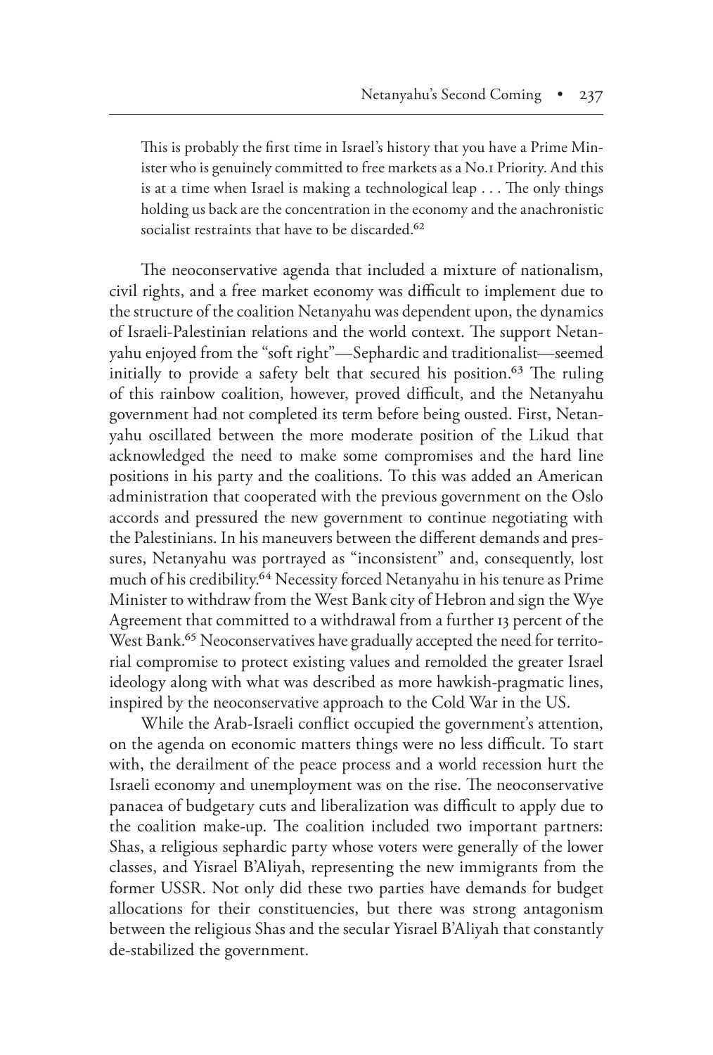> This is probably the first time in Israel's history that you have a Prime Minister who is genuinely committed to free markets as a No.1 Priority. And this is at a time when Israel is making a technological leap . . . The only things holding us back are the concentration in the economy and the anachronistic socialist restraints that have to be discarded.[62]

The neoconservative agenda that included a mixture of nationalism, civil rights, and a free market economy was difficult to implement due to the structure of the coalition Netanyahu was dependent upon, the dynamics of Israeli-Palestinian relations and the world context. The support Netanyahu enjoyed from the "soft right"—Sephardic and traditionalist—seemed initially to provide a safety belt that secured his position.[63] The ruling of this rainbow coalition, however, proved difficult, and the Netanyahu government had not completed its term before being ousted. First, Netanyahu oscillated between the more moderate position of the Likud that acknowledged the need to make some compromises and the hard line positions in his party and the coalitions. To this was added an American administration that cooperated with the previous government on the Oslo accords and pressured the new government to continue negotiating with the Palestinians. In his maneuvers between the different demands and pressures, Netanyahu was portrayed as "inconsistent" and, consequently, lost much of his credibility.[64] Necessity forced Netanyahu in his tenure as Prime Minister to withdraw from the West Bank city of Hebron and sign the Wye Agreement that committed to a withdrawal from a further 13 percent of the West Bank.[65] Neoconservatives have gradually accepted the need for territorial compromise to protect existing values and remolded the greater Israel ideology along with what was described as more hawkish-pragmatic lines, inspired by the neoconservative approach to the Cold War in the US.

While the Arab-Israeli conflict occupied the government's attention, on the agenda on economic matters things were no less difficult. To start with, the derailment of the peace process and a world recession hurt the Israeli economy and unemployment was on the rise. The neoconservative panacea of budgetary cuts and liberalization was difficult to apply due to the coalition make-up. The coalition included two important partners: Shas, a religious sephardic party whose voters were generally of the lower classes, and Yisrael B'Aliyah, representing the new immigrants from the former USSR. Not only did these two parties have demands for budget allocations for their constituencies, but there was strong antagonism between the religious Shas and the secular Yisrael B'Aliyah that constantly de-stabilized the government.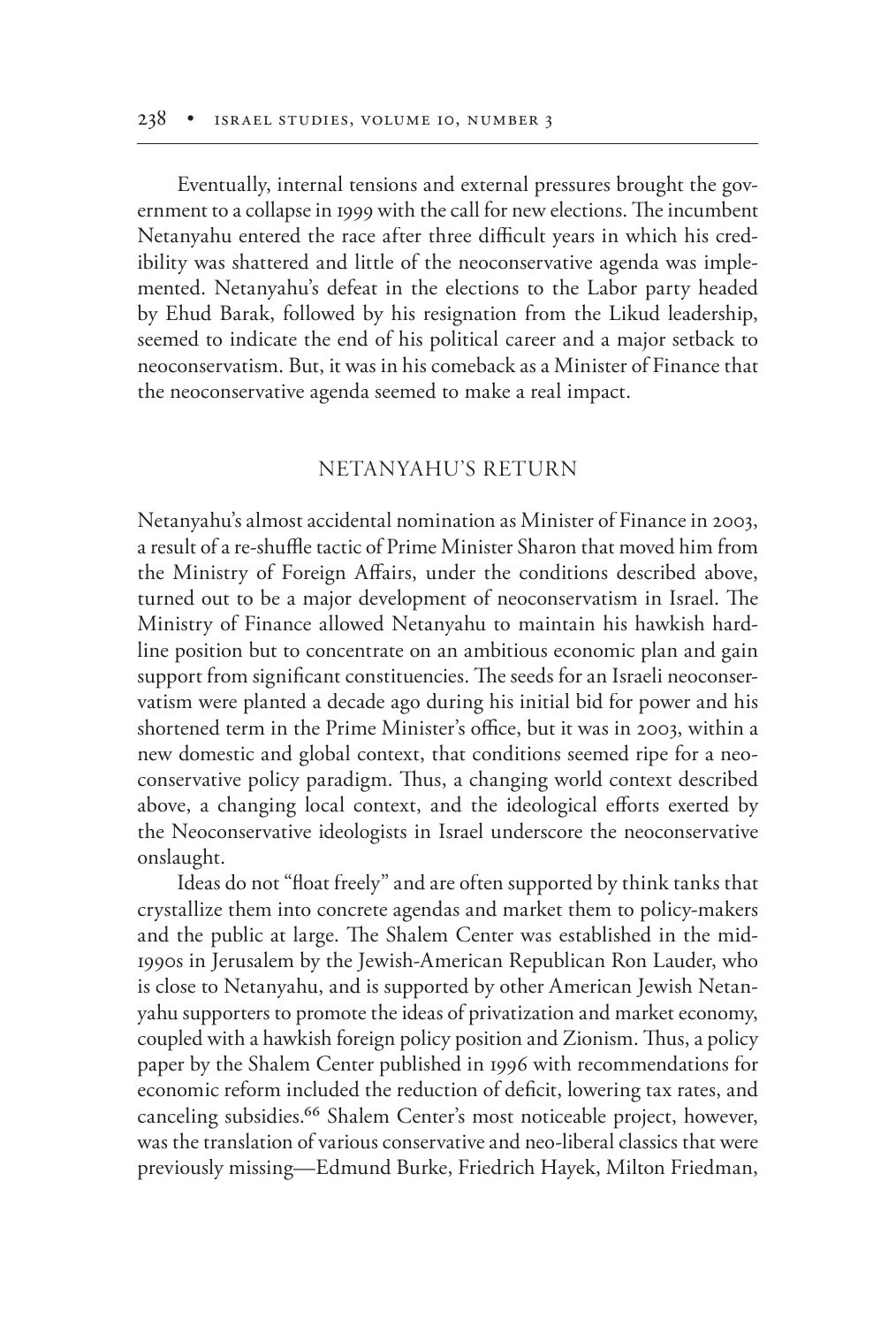Eventually, internal tensions and external pressures brought the government to a collapse in 1999 with the call for new elections. The incumbent Netanyahu entered the race after three difficult years in which his credibility was shattered and little of the neoconservative agenda was implemented. Netanyahu's defeat in the elections to the Labor party headed by Ehud Barak, followed by his resignation from the Likud leadership, seemed to indicate the end of his political career and a major setback to neoconservatism. But, it was in his comeback as a Minister of Finance that the neoconservative agenda seemed to make a real impact.

## NETANYAHU'S RETURN

Netanyahu's almost accidental nomination as Minister of Finance in 2003, a result of a re-shuffle tactic of Prime Minister Sharon that moved him from the Ministry of Foreign Affairs, under the conditions described above, turned out to be a major development of neoconservatism in Israel. The Ministry of Finance allowed Netanyahu to maintain his hawkish hardline position but to concentrate on an ambitious economic plan and gain support from significant constituencies. The seeds for an Israeli neoconservatism were planted a decade ago during his initial bid for power and his shortened term in the Prime Minister's office, but it was in 2003, within a new domestic and global context, that conditions seemed ripe for a neoconservative policy paradigm. Thus, a changing world context described above, a changing local context, and the ideological efforts exerted by the Neoconservative ideologists in Israel underscore the neoconservative onslaught.

Ideas do not "float freely" and are often supported by think tanks that crystallize them into concrete agendas and market them to policy-makers and the public at large. The Shalem Center was established in the mid-1990s in Jerusalem by the Jewish-American Republican Ron Lauder, who is close to Netanyahu, and is supported by other American Jewish Netanyahu supporters to promote the ideas of privatization and market economy, coupled with a hawkish foreign policy position and Zionism. Thus, a policy paper by the Shalem Center published in 1996 with recommendations for economic reform included the reduction of deficit, lowering tax rates, and canceling subsidies.[66] Shalem Center's most noticeable project, however, was the translation of various conservative and neo-liberal classics that were previously missing—Edmund Burke, Friedrich Hayek, Milton Friedman,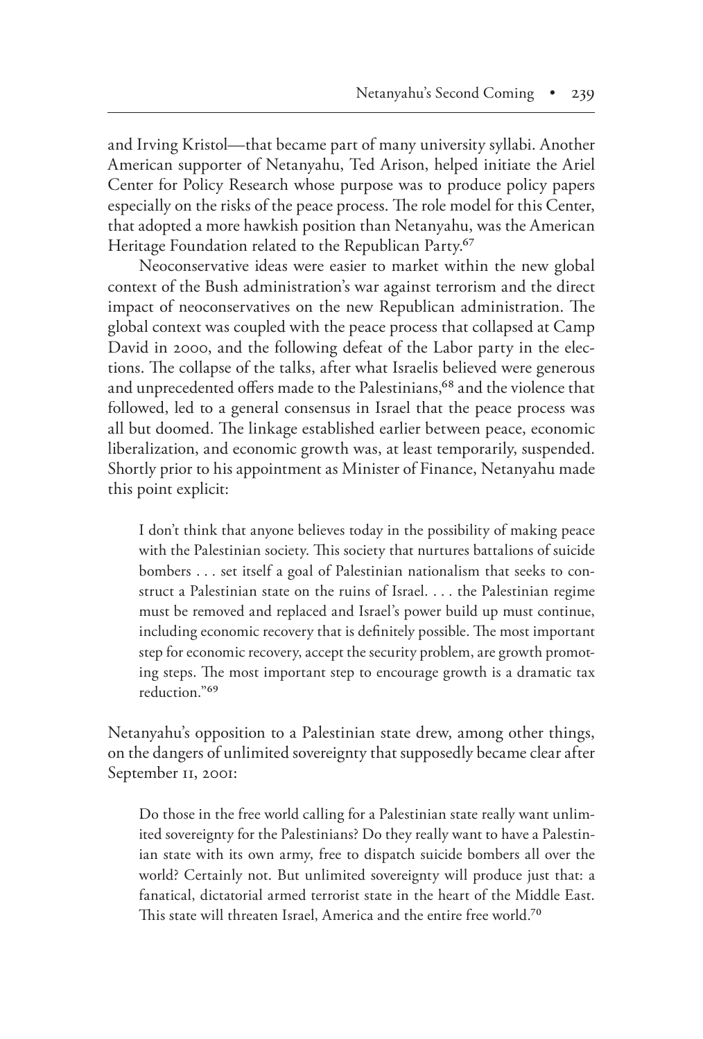and Irving Kristol—that became part of many university syllabi. Another American supporter of Netanyahu, Ted Arison, helped initiate the Ariel Center for Policy Research whose purpose was to produce policy papers especially on the risks of the peace process. The role model for this Center, that adopted a more hawkish position than Netanyahu, was the American Heritage Foundation related to the Republican Party.[67]

Neoconservative ideas were easier to market within the new global context of the Bush administration's war against terrorism and the direct impact of neoconservatives on the new Republican administration. The global context was coupled with the peace process that collapsed at Camp David in 2000, and the following defeat of the Labor party in the elections. The collapse of the talks, after what Israelis believed were generous and unprecedented offers made to the Palestinians,[68] and the violence that followed, led to a general consensus in Israel that the peace process was all but doomed. The linkage established earlier between peace, economic liberalization, and economic growth was, at least temporarily, suspended. Shortly prior to his appointment as Minister of Finance, Netanyahu made this point explicit:

> I don't think that anyone believes today in the possibility of making peace with the Palestinian society. This society that nurtures battalions of suicide bombers . . . set itself a goal of Palestinian nationalism that seeks to construct a Palestinian state on the ruins of Israel. . . . the Palestinian regime must be removed and replaced and Israel's power build up must continue, including economic recovery that is definitely possible. The most important step for economic recovery, accept the security problem, are growth promoting steps. The most important step to encourage growth is a dramatic tax reduction."[69]

Netanyahu's opposition to a Palestinian state drew, among other things, on the dangers of unlimited sovereignty that supposedly became clear after September 11, 2001:

> Do those in the free world calling for a Palestinian state really want unlimited sovereignty for the Palestinians? Do they really want to have a Palestinian state with its own army, free to dispatch suicide bombers all over the world? Certainly not. But unlimited sovereignty will produce just that: a fanatical, dictatorial armed terrorist state in the heart of the Middle East. This state will threaten Israel, America and the entire free world.[70]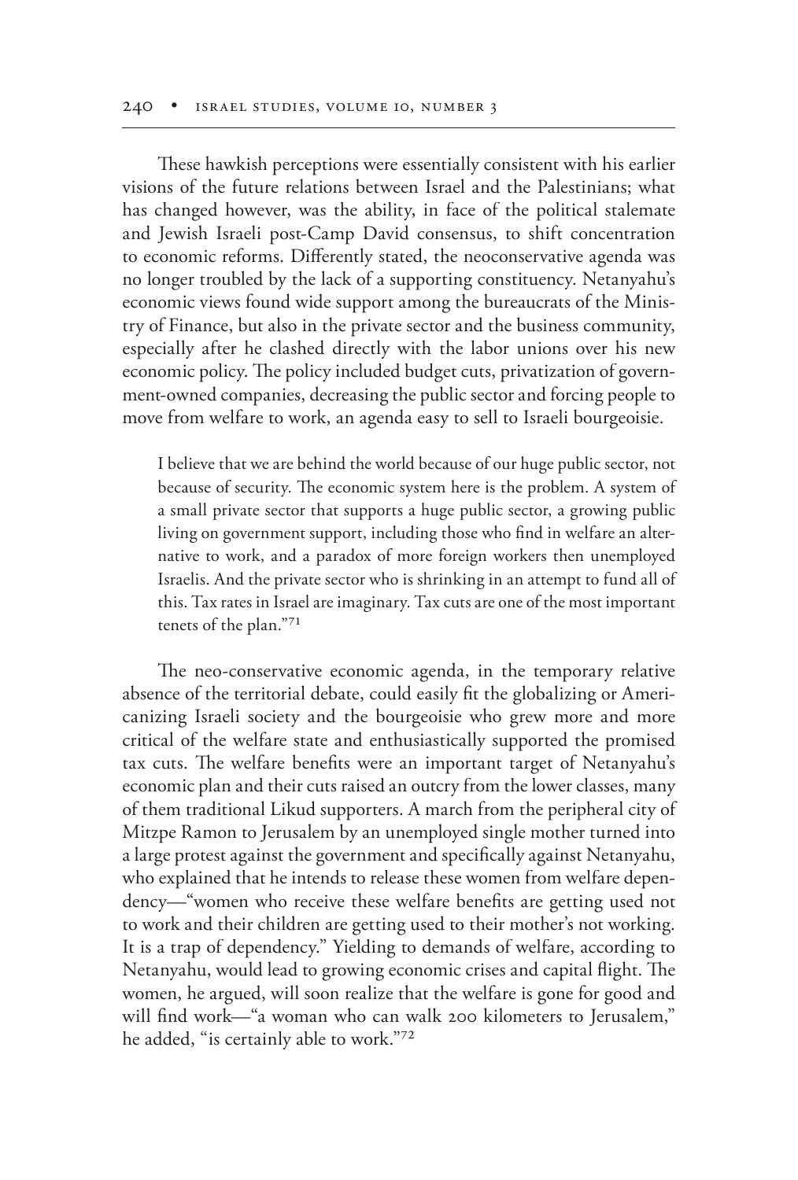These hawkish perceptions were essentially consistent with his earlier visions of the future relations between Israel and the Palestinians; what has changed however, was the ability, in face of the political stalemate and Jewish Israeli post-Camp David consensus, to shift concentration to economic reforms. Differently stated, the neoconservative agenda was no longer troubled by the lack of a supporting constituency. Netanyahu's economic views found wide support among the bureaucrats of the Ministry of Finance, but also in the private sector and the business community, especially after he clashed directly with the labor unions over his new economic policy. The policy included budget cuts, privatization of government-owned companies, decreasing the public sector and forcing people to move from welfare to work, an agenda easy to sell to Israeli bourgeoisie.

> I believe that we are behind the world because of our huge public sector, not because of security. The economic system here is the problem. A system of a small private sector that supports a huge public sector, a growing public living on government support, including those who find in welfare an alternative to work, and a paradox of more foreign workers then unemployed Israelis. And the private sector who is shrinking in an attempt to fund all of this. Tax rates in Israel are imaginary. Tax cuts are one of the most important tenets of the plan."[71]

The neo-conservative economic agenda, in the temporary relative absence of the territorial debate, could easily fit the globalizing or Americanizing Israeli society and the bourgeoisie who grew more and more critical of the welfare state and enthusiastically supported the promised tax cuts. The welfare benefits were an important target of Netanyahu's economic plan and their cuts raised an outcry from the lower classes, many of them traditional Likud supporters. A march from the peripheral city of Mitzpe Ramon to Jerusalem by an unemployed single mother turned into a large protest against the government and specifically against Netanyahu, who explained that he intends to release these women from welfare dependency—"women who receive these welfare benefits are getting used not to work and their children are getting used to their mother's not working. It is a trap of dependency." Yielding to demands of welfare, according to Netanyahu, would lead to growing economic crises and capital flight. The women, he argued, will soon realize that the welfare is gone for good and will find work—"a woman who can walk 200 kilometers to Jerusalem," he added, "is certainly able to work."[72]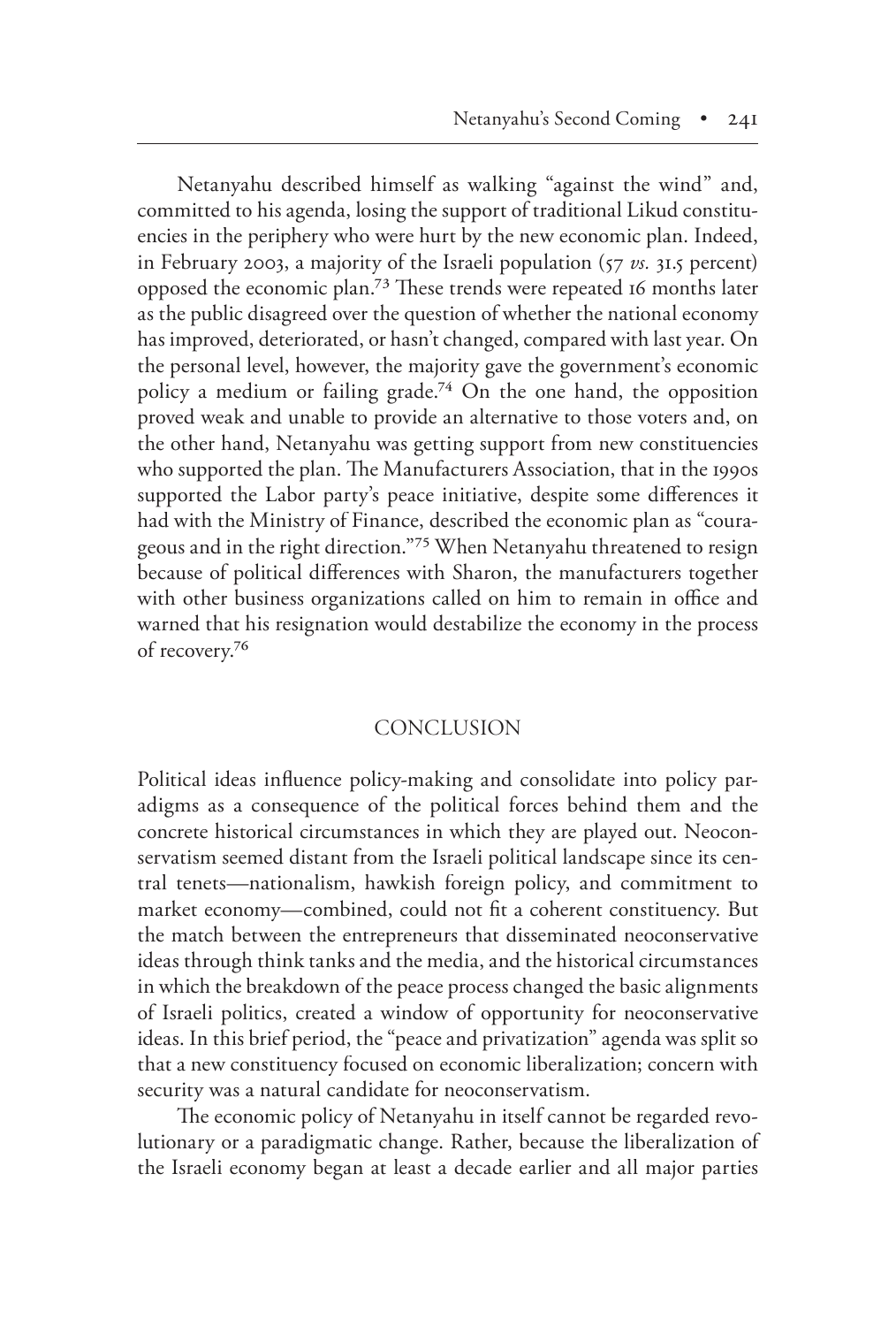Netanyahu described himself as walking "against the wind" and, committed to his agenda, losing the support of traditional Likud constituencies in the periphery who were hurt by the new economic plan. Indeed, in February 2003, a majority of the Israeli population (57 *vs.* 31.5 percent) opposed the economic plan.[73] These trends were repeated 16 months later as the public disagreed over the question of whether the national economy has improved, deteriorated, or hasn't changed, compared with last year. On the personal level, however, the majority gave the government's economic policy a medium or failing grade.[74] On the one hand, the opposition proved weak and unable to provide an alternative to those voters and, on the other hand, Netanyahu was getting support from new constituencies who supported the plan. The Manufacturers Association, that in the 1990s supported the Labor party's peace initiative, despite some differences it had with the Ministry of Finance, described the economic plan as "courageous and in the right direction."[75] When Netanyahu threatened to resign because of political differences with Sharon, the manufacturers together with other business organizations called on him to remain in office and warned that his resignation would destabilize the economy in the process of recovery.[76]

## CONCLUSION

Political ideas influence policy-making and consolidate into policy paradigms as a consequence of the political forces behind them and the concrete historical circumstances in which they are played out. Neoconservatism seemed distant from the Israeli political landscape since its central tenets—nationalism, hawkish foreign policy, and commitment to market economy—combined, could not fit a coherent constituency. But the match between the entrepreneurs that disseminated neoconservative ideas through think tanks and the media, and the historical circumstances in which the breakdown of the peace process changed the basic alignments of Israeli politics, created a window of opportunity for neoconservative ideas. In this brief period, the "peace and privatization" agenda was split so that a new constituency focused on economic liberalization; concern with security was a natural candidate for neoconservatism.

The economic policy of Netanyahu in itself cannot be regarded revolutionary or a paradigmatic change. Rather, because the liberalization of the Israeli economy began at least a decade earlier and all major parties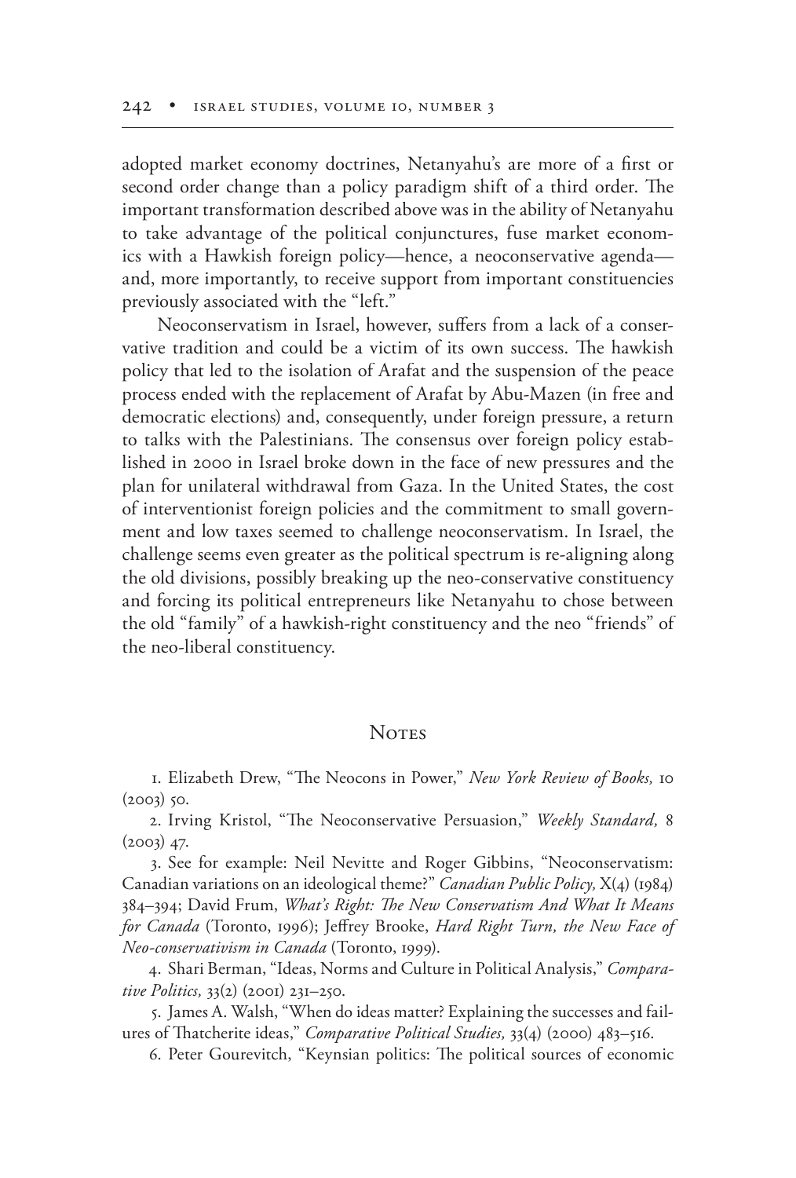adopted market economy doctrines, Netanyahu's are more of a first or second order change than a policy paradigm shift of a third order. The important transformation described above was in the ability of Netanyahu to take advantage of the political conjunctures, fuse market economics with a Hawkish foreign policy—hence, a neoconservative agenda—and, more importantly, to receive support from important constituencies previously associated with the "left."

Neoconservatism in Israel, however, suffers from a lack of a conservative tradition and could be a victim of its own success. The hawkish policy that led to the isolation of Arafat and the suspension of the peace process ended with the replacement of Arafat by Abu-Mazen (in free and democratic elections) and, consequently, under foreign pressure, a return to talks with the Palestinians. The consensus over foreign policy established in 2000 in Israel broke down in the face of new pressures and the plan for unilateral withdrawal from Gaza. In the United States, the cost of interventionist foreign policies and the commitment to small government and low taxes seemed to challenge neoconservatism. In Israel, the challenge seems even greater as the political spectrum is re-aligning along the old divisions, possibly breaking up the neo-conservative constituency and forcing its political entrepreneurs like Netanyahu to chose between the old "family" of a hawkish-right constituency and the neo "friends" of the neo-liberal constituency.

## Notes

1. Elizabeth Drew, "The Neocons in Power," *New York Review of Books,* 10 (2003) 50.

2. Irving Kristol, "The Neoconservative Persuasion," *Weekly Standard,* 8 (2003) 47.

3. See for example: Neil Nevitte and Roger Gibbins, "Neoconservatism: Canadian variations on an ideological theme?" *Canadian Public Policy,* X(4) (1984) 384–394; David Frum, *What's Right: The New Conservatism And What It Means for Canada* (Toronto, 1996); Jeffrey Brooke, *Hard Right Turn, the New Face of Neo-conservativism in Canada* (Toronto, 1999).

4. Shari Berman, "Ideas, Norms and Culture in Political Analysis," *Comparative Politics,* 33(2) (2001) 231–250.

5. James A. Walsh, "When do ideas matter? Explaining the successes and failures of Thatcherite ideas," *Comparative Political Studies,* 33(4) (2000) 483–516.

6. Peter Gourevitch, "Keynsian politics: The political sources of economic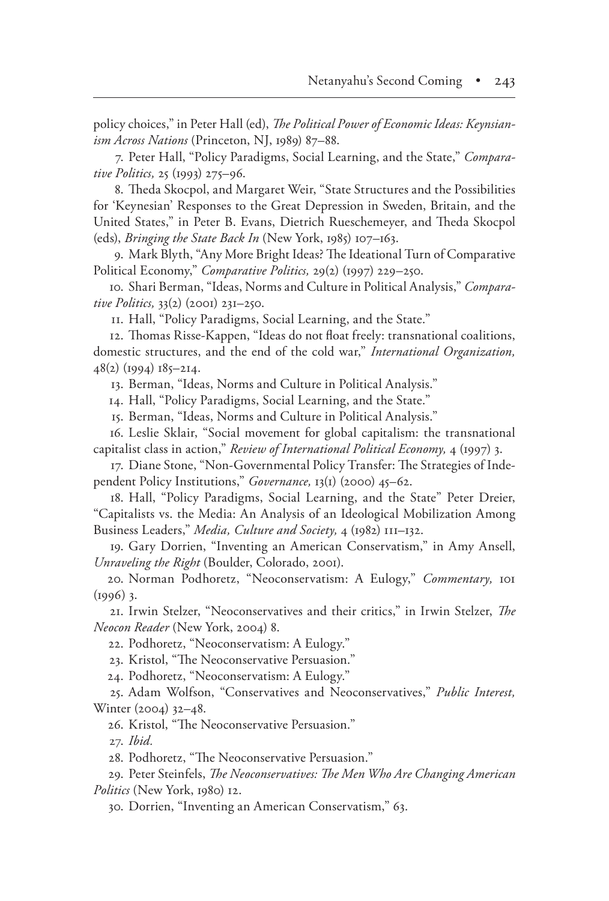policy choices," in Peter Hall (ed), *The Political Power of Economic Ideas: Keynesianism Across Nations* (Princeton, NJ, 1989) 87–88.

7. Peter Hall, "Policy Paradigms, Social Learning, and the State," *Comparative Politics,* 25 (1993) 275–96.

8. Theda Skocpol, and Margaret Weir, "State Structures and the Possibilities for 'Keynesian' Responses to the Great Depression in Sweden, Britain, and the United States," in Peter B. Evans, Dietrich Rueschemeyer, and Theda Skocpol (eds), *Bringing the State Back In* (New York, 1985) 107–163.

9. Mark Blyth, "Any More Bright Ideas? The Ideational Turn of Comparative Political Economy," *Comparative Politics,* 29(2) (1997) 229–250.

10. Shari Berman, "Ideas, Norms and Culture in Political Analysis," *Comparative Politics,* 33(2) (2001) 231–250.

11. Hall, "Policy Paradigms, Social Learning, and the State."

12. Thomas Risse-Kappen, "Ideas do not float freely: transnational coalitions, domestic structures, and the end of the cold war," *International Organization,* 48(2) (1994) 185–214.

13. Berman, "Ideas, Norms and Culture in Political Analysis."

14. Hall, "Policy Paradigms, Social Learning, and the State."

15. Berman, "Ideas, Norms and Culture in Political Analysis."

16. Leslie Sklair, "Social movement for global capitalism: the transnational capitalist class in action," *Review of International Political Economy,* 4 (1997) 3.

17. Diane Stone, "Non-Governmental Policy Transfer: The Strategies of Independent Policy Institutions," *Governance,* 13(1) (2000) 45–62.

18. Hall, "Policy Paradigms, Social Learning, and the State" Peter Dreier, "Capitalists vs. the Media: An Analysis of an Ideological Mobilization Among Business Leaders," *Media, Culture and Society,* 4 (1982) 111–132.

19. Gary Dorrien, "Inventing an American Conservatism," in Amy Ansell, *Unraveling the Right* (Boulder, Colorado, 2001).

20. Norman Podhoretz, "Neoconservatism: A Eulogy," *Commentary,* 101 (1996) 3.

21. Irwin Stelzer, "Neoconservatives and their critics," in Irwin Stelzer, *The Neocon Reader* (New York, 2004) 8.

22. Podhoretz, "Neoconservatism: A Eulogy."

23. Kristol, "The Neoconservative Persuasion."

24. Podhoretz, "Neoconservatism: A Eulogy."

25. Adam Wolfson, "Conservatives and Neoconservatives," *Public Interest,* Winter (2004) 32–48.

26. Kristol, "The Neoconservative Persuasion."

27. *Ibid.*

28. Podhoretz, "The Neoconservative Persuasion."

29. Peter Steinfels, *The Neoconservatives: The Men Who Are Changing American Politics* (New York, 1980) 12.

30. Dorrien, "Inventing an American Conservatism," 63.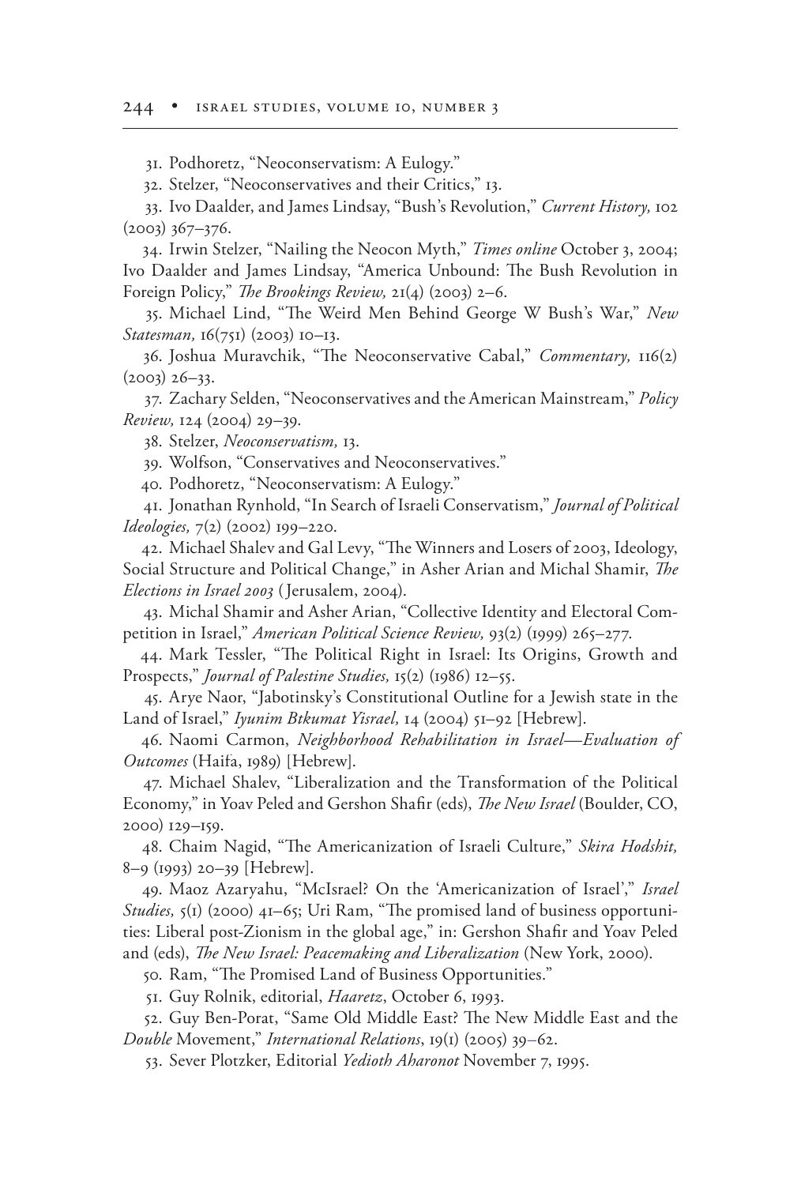31. Podhoretz, "Neoconservatism: A Eulogy."

32. Stelzer, "Neoconservatives and their Critics," 13.

33. Ivo Daalder, and James Lindsay, "Bush's Revolution," *Current History,* 102 (2003) 367–376.

34. Irwin Stelzer, "Nailing the Neocon Myth," *Times online* October 3, 2004; Ivo Daalder and James Lindsay, "America Unbound: The Bush Revolution in Foreign Policy," *The Brookings Review,* 21(4) (2003) 2–6.

35. Michael Lind, "The Weird Men Behind George W Bush's War," *New Statesman,* 16(751) (2003) 10–13.

36. Joshua Muravchik, "The Neoconservative Cabal," *Commentary,* 116(2) (2003) 26–33.

37. Zachary Selden, "Neoconservatives and the American Mainstream," *Policy Review,* 124 (2004) 29–39.

38. Stelzer, *Neoconservatism,* 13.

39. Wolfson, "Conservatives and Neoconservatives."

40. Podhoretz, "Neoconservatism: A Eulogy."

41. Jonathan Rynhold, "In Search of Israeli Conservatism," *Journal of Political Ideologies,* 7(2) (2002) 199–220.

42. Michael Shalev and Gal Levy, "The Winners and Losers of 2003, Ideology, Social Structure and Political Change," in Asher Arian and Michal Shamir, *The Elections in Israel 2003* ( Jerusalem, 2004).

43. Michal Shamir and Asher Arian, "Collective Identity and Electoral Competition in Israel," *American Political Science Review,* 93(2) (1999) 265–277.

44. Mark Tessler, "The Political Right in Israel: Its Origins, Growth and Prospects," *Journal of Palestine Studies,* 15(2) (1986) 12–55.

45. Arye Naor, "Jabotinsky's Constitutional Outline for a Jewish state in the Land of Israel," *Iyunim Btkumat Yisrael,* 14 (2004) 51–92 [Hebrew].

46. Naomi Carmon, *Neighborhood Rehabilitation in Israel—Evaluation of Outcomes* (Haifa, 1989) [Hebrew].

47. Michael Shalev, "Liberalization and the Transformation of the Political Economy," in Yoav Peled and Gershon Shafir (eds), *The New Israel* (Boulder, CO, 2000) 129–159.

48. Chaim Nagid, "The Americanization of Israeli Culture," *Skira Hodshit,* 8–9 (1993) 20–39 [Hebrew].

49. Maoz Azaryahu, "McIsrael? On the 'Americanization of Israel'," *Israel Studies,* 5(1) (2000) 41–65; Uri Ram, "The promised land of business opportunities: Liberal post-Zionism in the global age," in: Gershon Shafir and Yoav Peled and (eds), *The New Israel: Peacemaking and Liberalization* (New York, 2000).

50. Ram, "The Promised Land of Business Opportunities."

51. Guy Rolnik, editorial, *Haaretz*, October 6, 1993.

52. Guy Ben-Porat, "Same Old Middle East? The New Middle East and the *Double* Movement," *International Relations*, 19(1) (2005) 39–62.

53. Sever Plotzker, Editorial *Yedioth Aharonot* November 7, 1995.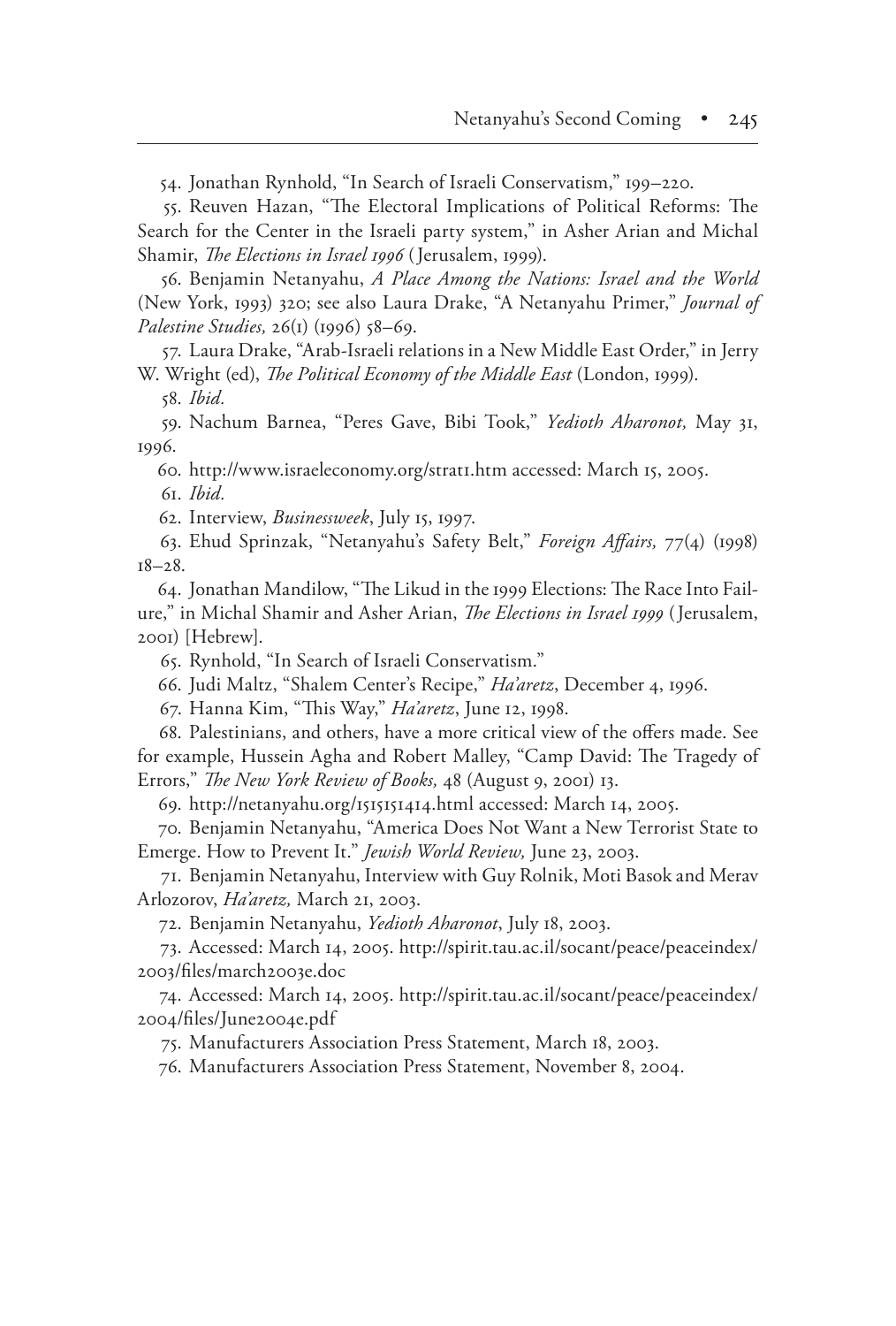54. Jonathan Rynhold, "In Search of Israeli Conservatism," 199–220.

55. Reuven Hazan, "The Electoral Implications of Political Reforms: The Search for the Center in the Israeli party system," in Asher Arian and Michal Shamir, *The Elections in Israel 1996* (Jerusalem, 1999).

56. Benjamin Netanyahu, *A Place Among the Nations: Israel and the World* (New York, 1993) 320; see also Laura Drake, "A Netanyahu Primer," *Journal of Palestine Studies,* 26(1) (1996) 58–69.

57. Laura Drake, "Arab-Israeli relations in a New Middle East Order," in Jerry W. Wright (ed), *The Political Economy of the Middle East* (London, 1999).

58. *Ibid.*

59. Nachum Barnea, "Peres Gave, Bibi Took," *Yedioth Aharonot,* May 31, 1996.

60. http://www.israeleconomy.org/strat1.htm accessed: March 15, 2005.

61. *Ibid.*

62. Interview, *Businessweek*, July 15, 1997.

63. Ehud Sprinzak, "Netanyahu's Safety Belt," *Foreign Affairs,* 77(4) (1998) 18–28.

64. Jonathan Mandilow, "The Likud in the 1999 Elections: The Race Into Failure," in Michal Shamir and Asher Arian, *The Elections in Israel 1999* (Jerusalem, 2001) [Hebrew].

65. Rynhold, "In Search of Israeli Conservatism."

66. Judi Maltz, "Shalem Center's Recipe," *Ha'aretz*, December 4, 1996.

67. Hanna Kim, "This Way," *Ha'aretz*, June 12, 1998.

68. Palestinians, and others, have a more critical view of the offers made. See for example, Hussein Agha and Robert Malley, "Camp David: The Tragedy of Errors," *The New York Review of Books,* 48 (August 9, 2001) 13.

69. http://netanyahu.org/1515151414.html accessed: March 14, 2005.

70. Benjamin Netanyahu, "America Does Not Want a New Terrorist State to Emerge. How to Prevent It." *Jewish World Review,* June 23, 2003.

71. Benjamin Netanyahu, Interview with Guy Rolnik, Moti Basok and Merav Arlozorov, *Ha'aretz,* March 21, 2003.

72. Benjamin Netanyahu, *Yedioth Aharonot*, July 18, 2003.

73. Accessed: March 14, 2005. http://spirit.tau.ac.il/socant/peace/peaceindex/2003/files/march2003e.doc

74. Accessed: March 14, 2005. http://spirit.tau.ac.il/socant/peace/peaceindex/2004/files/June2004e.pdf

75. Manufacturers Association Press Statement, March 18, 2003.

76. Manufacturers Association Press Statement, November 8, 2004.